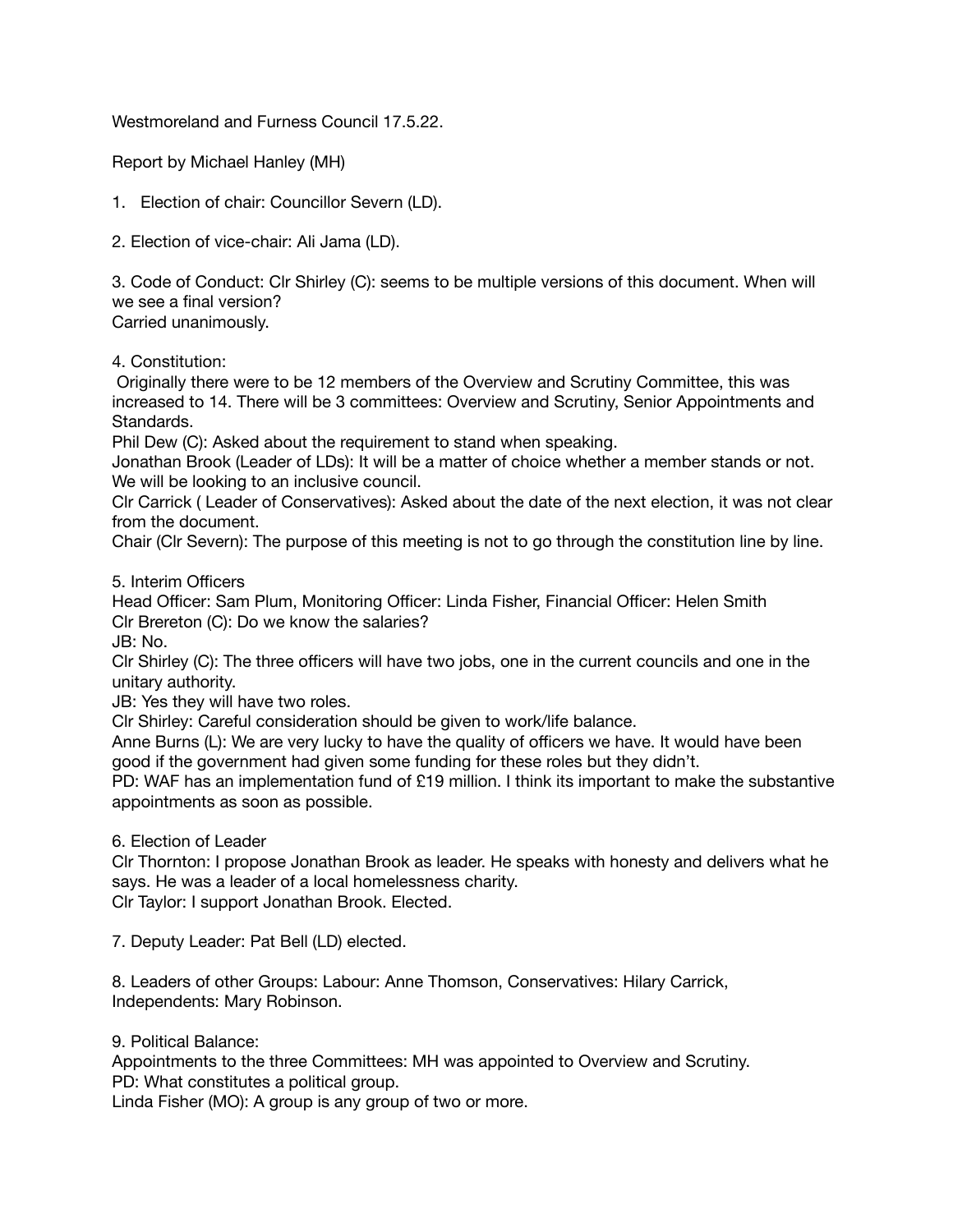Westmoreland and Furness Council 17.5.22.

Report by Michael Hanley (MH)

1. Election of chair: Councillor Severn (LD).

2. Election of vice-chair: Ali Jama (LD).

3. Code of Conduct: Clr Shirley (C): seems to be multiple versions of this document. When will we see a final version?
Carried unanimously.

4. Constitution:
Originally there were to be 12 members of the Overview and Scrutiny Committee, this was increased to 14. There will be 3 committees: Overview and Scrutiny, Senior Appointments and Standards.
Phil Dew (C): Asked about the requirement to stand when speaking.
Jonathan Brook (Leader of LDs): It will be a matter of choice whether a member stands or not. We will be looking to an inclusive council.
Clr Carrick ( Leader of Conservatives): Asked about the date of the next election, it was not clear from the document.
Chair (Clr Severn): The purpose of this meeting is not to go through the constitution line by line.

5. Interim Officers
Head Officer: Sam Plum, Monitoring Officer: Linda Fisher, Financial Officer: Helen Smith
Clr Brereton (C): Do we know the salaries?
JB: No.
Clr Shirley (C): The three officers will have two jobs, one in the current councils and one in the unitary authority.
JB: Yes they will have two roles.
Clr Shirley: Careful consideration should be given to work/life balance.
Anne Burns (L): We are very lucky to have the quality of officers we have. It would have been good if the government had given some funding for these roles but they didn't.
PD: WAF has an implementation fund of £19 million. I think its important to make the substantive appointments as soon as possible.

6. Election of Leader
Clr Thornton: I propose Jonathan Brook as leader. He speaks with honesty and delivers what he says. He was a leader of a local homelessness charity.
Clr Taylor: I support Jonathan Brook. Elected.

7. Deputy Leader: Pat Bell (LD) elected.

8. Leaders of other Groups: Labour: Anne Thomson, Conservatives: Hilary Carrick, Independents: Mary Robinson.

9. Political Balance:
Appointments to the three Committees: MH was appointed to Overview and Scrutiny.
PD: What constitutes a political group.
Linda Fisher (MO): A group is any group of two or more.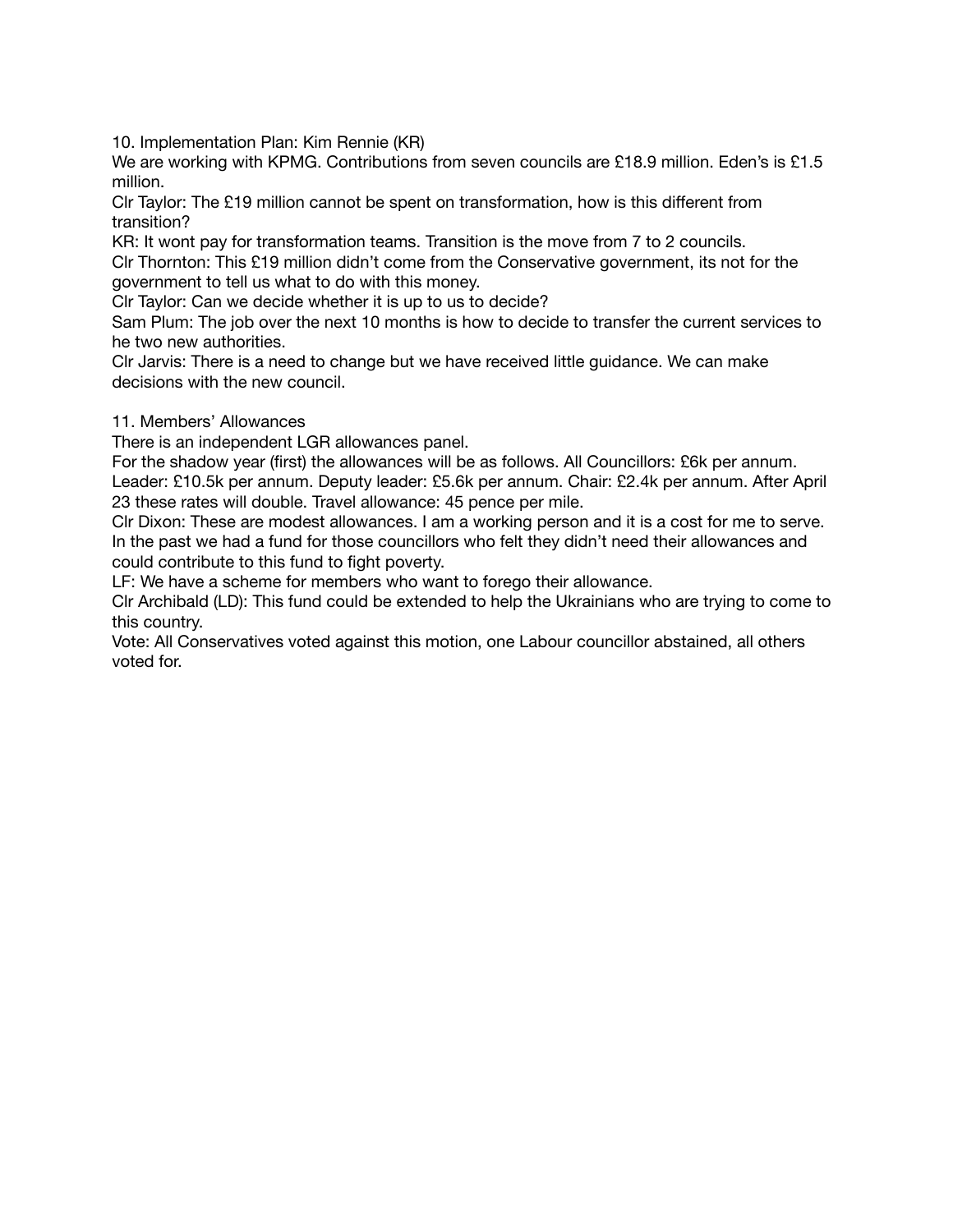10. Implementation Plan: Kim Rennie (KR)

We are working with KPMG. Contributions from seven councils are £18.9 million. Eden's is £1.5 million.

Clr Taylor: The £19 million cannot be spent on transformation, how is this different from transition?

KR: It wont pay for transformation teams. Transition is the move from 7 to 2 councils.

Clr Thornton: This £19 million didn't come from the Conservative government, its not for the government to tell us what to do with this money.

Clr Taylor: Can we decide whether it is up to us to decide?

Sam Plum: The job over the next 10 months is how to decide to transfer the current services to he two new authorities.

Clr Jarvis: There is a need to change but we have received little guidance. We can make decisions with the new council.

11. Members' Allowances

There is an independent LGR allowances panel.

For the shadow year (first) the allowances will be as follows. All Councillors: £6k per annum. Leader: £10.5k per annum. Deputy leader: £5.6k per annum. Chair: £2.4k per annum. After April 23 these rates will double. Travel allowance: 45 pence per mile.

Clr Dixon: These are modest allowances. I am a working person and it is a cost for me to serve. In the past we had a fund for those councillors who felt they didn't need their allowances and could contribute to this fund to fight poverty.

LF: We have a scheme for members who want to forego their allowance.

Clr Archibald (LD): This fund could be extended to help the Ukrainians who are trying to come to this country.

Vote: All Conservatives voted against this motion, one Labour councillor abstained, all others voted for.